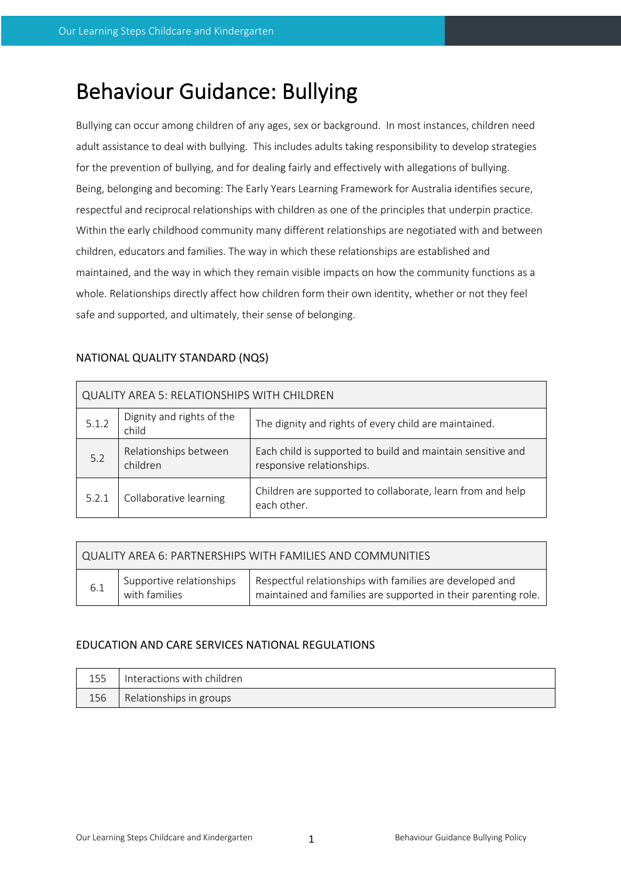# Behaviour Guidance: Bullying

Bullying can occur among children of any ages, sex or background. In most instances, children need adult assistance to deal with bullying. This includes adults taking responsibility to develop strategies for the prevention of bullying, and for dealing fairly and effectively with allegations of bullying. Being, belonging and becoming: The Early Years Learning Framework for Australia identifies secure, respectful and reciprocal relationships with children as one of the principles that underpin practice. Within the early childhood community many different relationships are negotiated with and between children, educators and families. The way in which these relationships are established and maintained, and the way in which they remain visible impacts on how the community functions as a whole. Relationships directly affect how children form their own identity, whether or not they feel safe and supported, and ultimately, their sense of belonging.

## NATIONAL QUALITY STANDARD (NQS)

| QUALITY AREA 5: RELATIONSHIPS WITH CHILDREN | | |
|---|---|---|
| 5.1.2 | Dignity and rights of the child | The dignity and rights of every child are maintained. |
| 5.2 | Relationships between children | Each child is supported to build and maintain sensitive and responsive relationships. |
| 5.2.1 | Collaborative learning | Children are supported to collaborate, learn from and help each other. |

| QUALITY AREA 6: PARTNERSHIPS WITH FAMILIES AND COMMUNITIES | | |
|---|---|---|
| 6.1 | Supportive relationships with families | Respectful relationships with families are developed and maintained and families are supported in their parenting role. |

## EDUCATION AND CARE SERVICES NATIONAL REGULATIONS

| | |
|---|---|
| 155 | Interactions with children |
| 156 | Relationships in groups |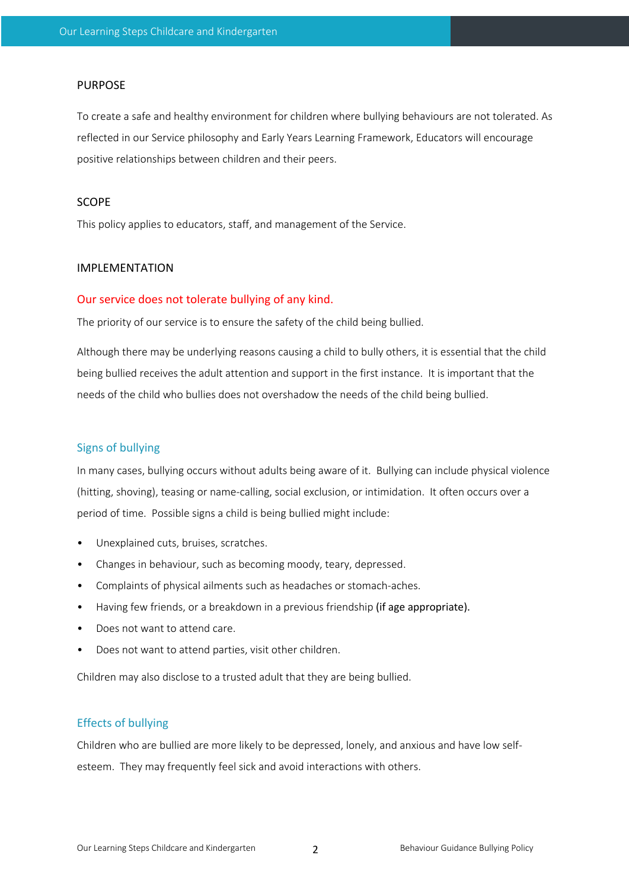## PURPOSE

To create a safe and healthy environment for children where bullying behaviours are not tolerated. As reflected in our Service philosophy and Early Years Learning Framework, Educators will encourage positive relationships between children and their peers.

## SCOPE

This policy applies to educators, staff, and management of the Service.

## IMPLEMENTATION

### Our service does not tolerate bullying of any kind.

The priority of our service is to ensure the safety of the child being bullied.

Although there may be underlying reasons causing a child to bully others, it is essential that the child being bullied receives the adult attention and support in the first instance. It is important that the needs of the child who bullies does not overshadow the needs of the child being bullied.

### Signs of bullying

In many cases, bullying occurs without adults being aware of it. Bullying can include physical violence (hitting, shoving), teasing or name-calling, social exclusion, or intimidation. It often occurs over a period of time. Possible signs a child is being bullied might include:

- Unexplained cuts, bruises, scratches.
- Changes in behaviour, such as becoming moody, teary, depressed.
- Complaints of physical ailments such as headaches or stomach-aches.
- Having few friends, or a breakdown in a previous friendship (if age appropriate).
- Does not want to attend care.
- Does not want to attend parties, visit other children.

Children may also disclose to a trusted adult that they are being bullied.

### Effects of bullying

Children who are bullied are more likely to be depressed, lonely, and anxious and have low self-esteem. They may frequently feel sick and avoid interactions with others.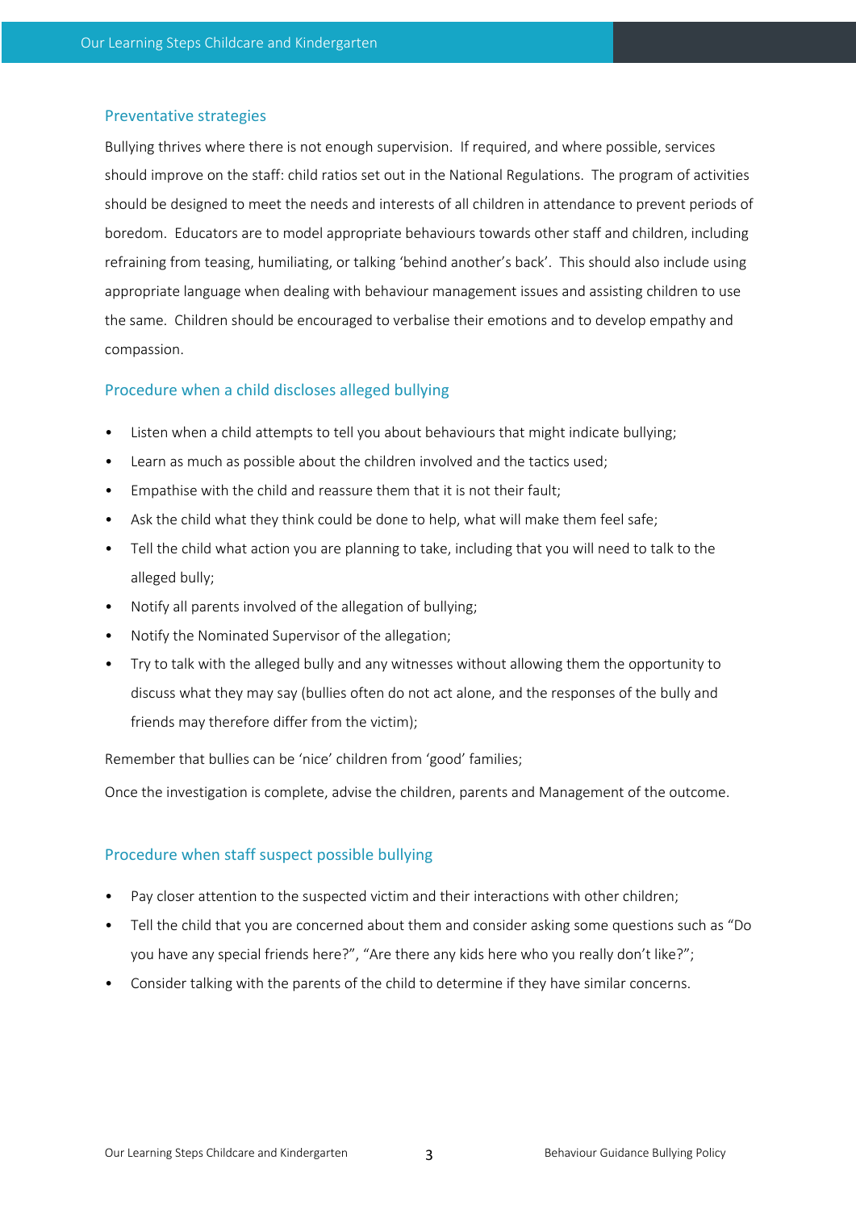### Preventative strategies

Bullying thrives where there is not enough supervision. If required, and where possible, services should improve on the staff: child ratios set out in the National Regulations. The program of activities should be designed to meet the needs and interests of all children in attendance to prevent periods of boredom. Educators are to model appropriate behaviours towards other staff and children, including refraining from teasing, humiliating, or talking 'behind another's back'. This should also include using appropriate language when dealing with behaviour management issues and assisting children to use the same. Children should be encouraged to verbalise their emotions and to develop empathy and compassion.

### Procedure when a child discloses alleged bullying

- Listen when a child attempts to tell you about behaviours that might indicate bullying;
- Learn as much as possible about the children involved and the tactics used;
- Empathise with the child and reassure them that it is not their fault;
- Ask the child what they think could be done to help, what will make them feel safe;
- Tell the child what action you are planning to take, including that you will need to talk to the alleged bully;
- Notify all parents involved of the allegation of bullying;
- Notify the Nominated Supervisor of the allegation;
- Try to talk with the alleged bully and any witnesses without allowing them the opportunity to discuss what they may say (bullies often do not act alone, and the responses of the bully and friends may therefore differ from the victim);

Remember that bullies can be 'nice' children from 'good' families;

Once the investigation is complete, advise the children, parents and Management of the outcome.

### Procedure when staff suspect possible bullying

- Pay closer attention to the suspected victim and their interactions with other children;
- Tell the child that you are concerned about them and consider asking some questions such as "Do you have any special friends here?", "Are there any kids here who you really don't like?";
- Consider talking with the parents of the child to determine if they have similar concerns.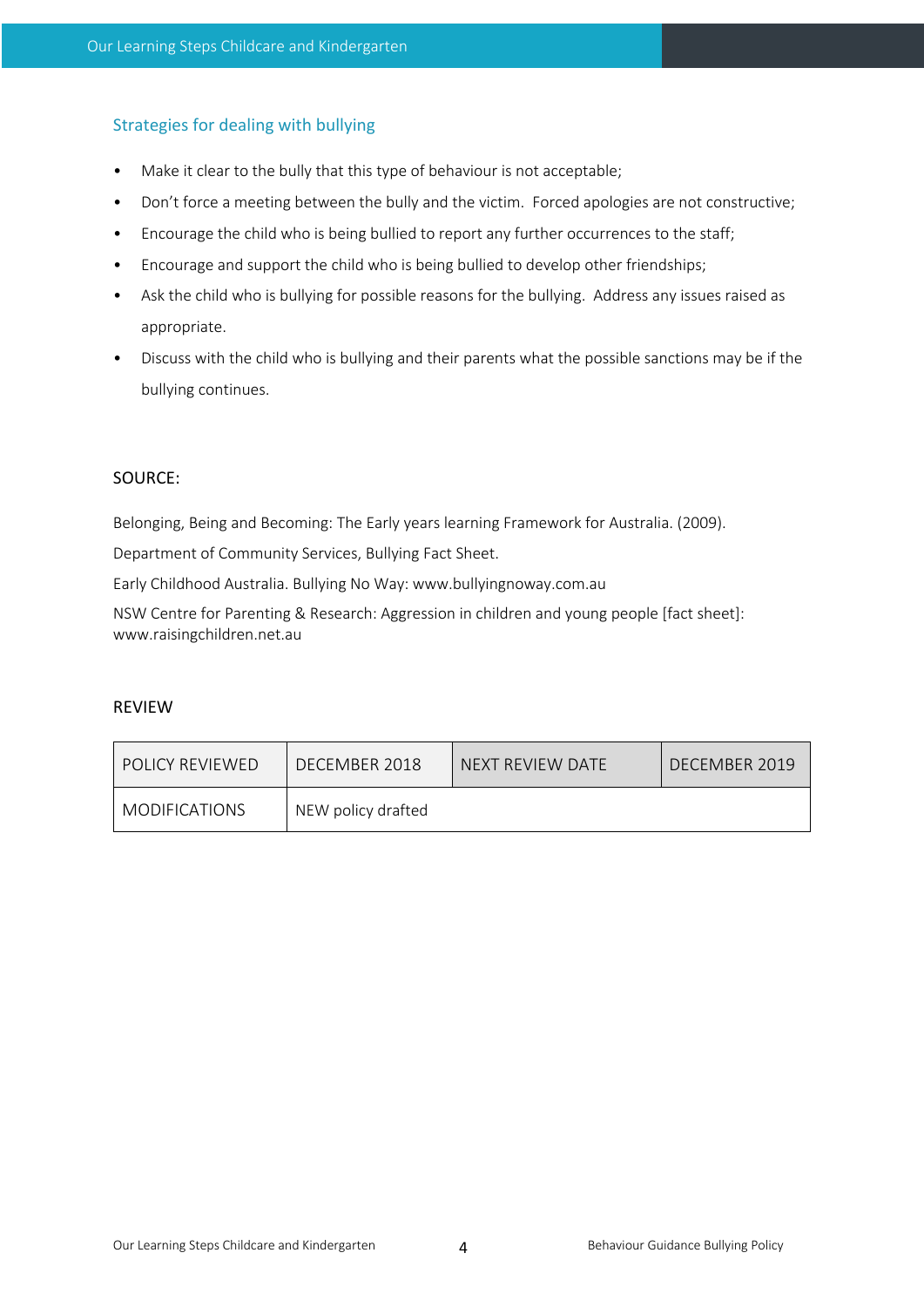## Strategies for dealing with bullying

- Make it clear to the bully that this type of behaviour is not acceptable;
- Don't force a meeting between the bully and the victim. Forced apologies are not constructive;
- Encourage the child who is being bullied to report any further occurrences to the staff;
- Encourage and support the child who is being bullied to develop other friendships;
- Ask the child who is bullying for possible reasons for the bullying. Address any issues raised as appropriate.
- Discuss with the child who is bullying and their parents what the possible sanctions may be if the bullying continues.

## SOURCE:

Belonging, Being and Becoming: The Early years learning Framework for Australia. (2009).

Department of Community Services, Bullying Fact Sheet.

Early Childhood Australia. Bullying No Way: www.bullyingnoway.com.au

NSW Centre for Parenting & Research: Aggression in children and young people [fact sheet]: www.raisingchildren.net.au

## REVIEW

| | | | |
|---|---|---|---|
| POLICY REVIEWED | DECEMBER 2018 | NEXT REVIEW DATE | DECEMBER 2019 |
| MODIFICATIONS | NEW policy drafted | | |